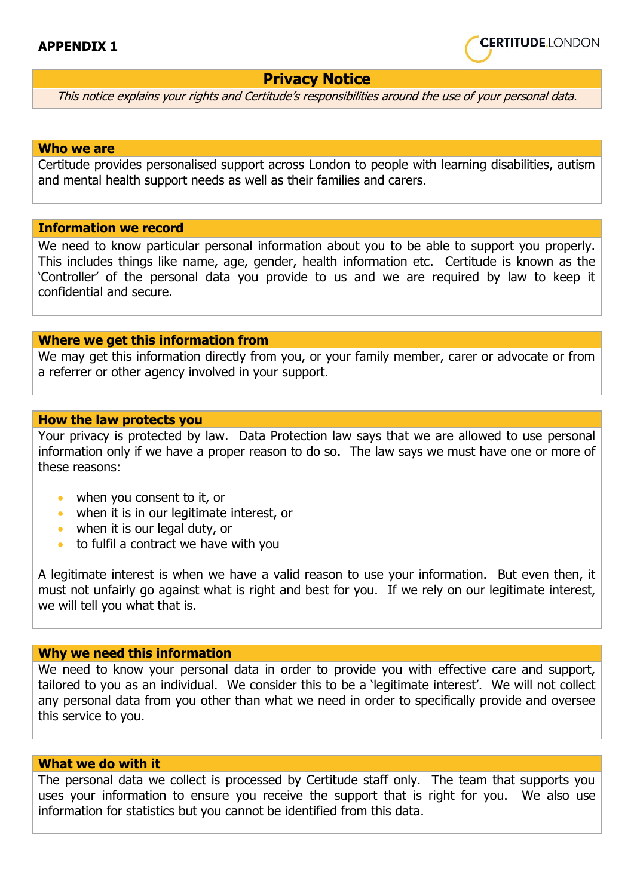**APPENDIX 1**

CERTITUDE LONDON

# Privacy Notice

*This notice explains your rights and Certitude's responsibilities around the use of your personal data.*

## Who we are

Certitude provides personalised support across London to people with learning disabilities, autism and mental health support needs as well as their families and carers.

## Information we record

We need to know particular personal information about you to be able to support you properly. This includes things like name, age, gender, health information etc. Certitude is known as the 'Controller' of the personal data you provide to us and we are required by law to keep it confidential and secure.

## Where we get this information from

We may get this information directly from you, or your family member, carer or advocate or from a referrer or other agency involved in your support.

## How the law protects you

Your privacy is protected by law. Data Protection law says that we are allowed to use personal information only if we have a proper reason to do so. The law says we must have one or more of these reasons:

- when you consent to it, or
- when it is in our legitimate interest, or
- when it is our legal duty, or
- to fulfil a contract we have with you

A legitimate interest is when we have a valid reason to use your information. But even then, it must not unfairly go against what is right and best for you. If we rely on our legitimate interest, we will tell you what that is.

## Why we need this information

We need to know your personal data in order to provide you with effective care and support, tailored to you as an individual. We consider this to be a 'legitimate interest'. We will not collect any personal data from you other than what we need in order to specifically provide and oversee this service to you.

## What we do with it

The personal data we collect is processed by Certitude staff only. The team that supports you uses your information to ensure you receive the support that is right for you. We also use information for statistics but you cannot be identified from this data.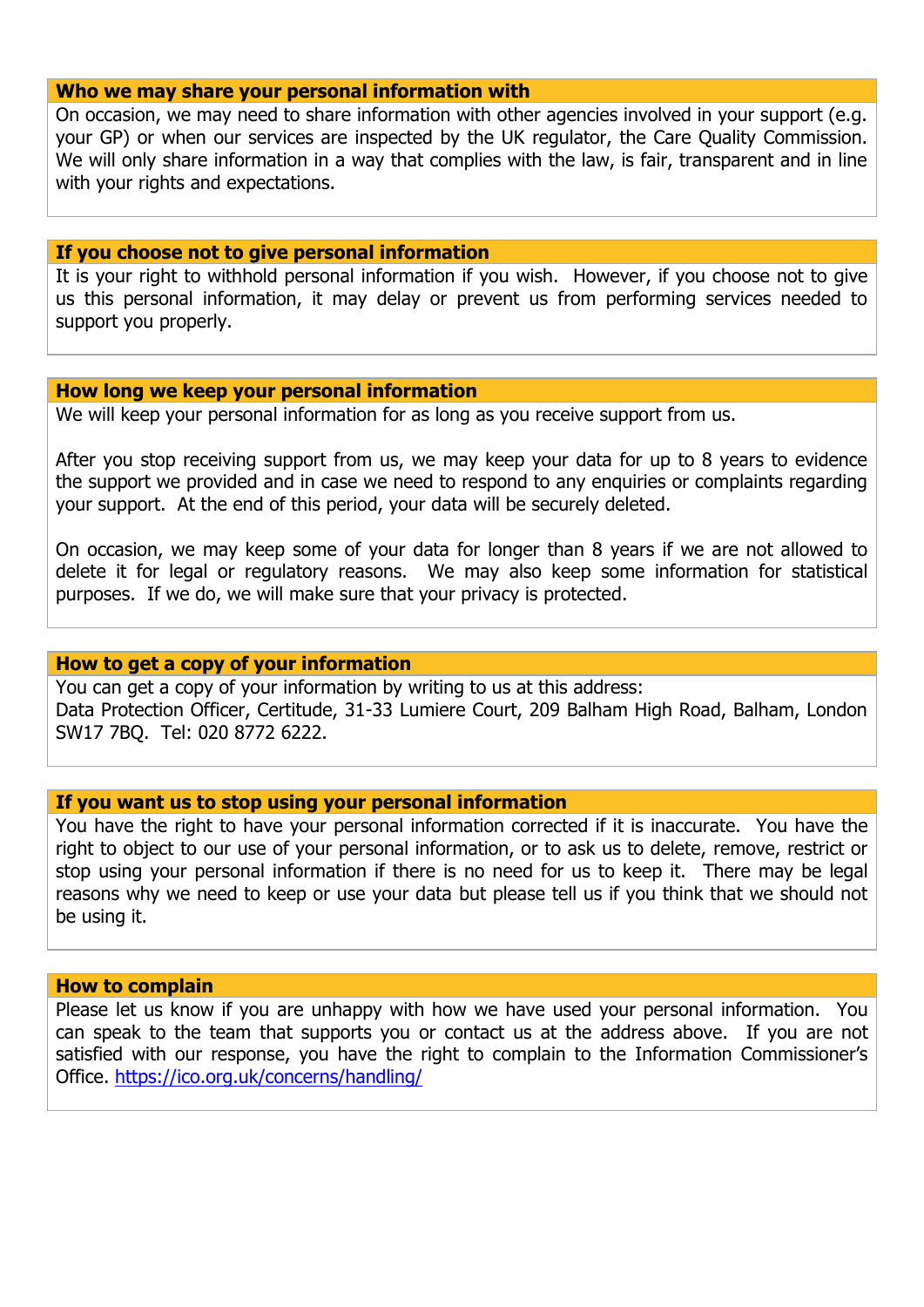## Who we may share your personal information with

On occasion, we may need to share information with other agencies involved in your support (e.g. your GP) or when our services are inspected by the UK regulator, the Care Quality Commission. We will only share information in a way that complies with the law, is fair, transparent and in line with your rights and expectations.

## If you choose not to give personal information

It is your right to withhold personal information if you wish. However, if you choose not to give us this personal information, it may delay or prevent us from performing services needed to support you properly.

## How long we keep your personal information

We will keep your personal information for as long as you receive support from us.

After you stop receiving support from us, we may keep your data for up to 8 years to evidence the support we provided and in case we need to respond to any enquiries or complaints regarding your support. At the end of this period, your data will be securely deleted.

On occasion, we may keep some of your data for longer than 8 years if we are not allowed to delete it for legal or regulatory reasons. We may also keep some information for statistical purposes. If we do, we will make sure that your privacy is protected.

## How to get a copy of your information

You can get a copy of your information by writing to us at this address:
Data Protection Officer, Certitude, 31-33 Lumiere Court, 209 Balham High Road, Balham, London SW17 7BQ. Tel: 020 8772 6222.

## If you want us to stop using your personal information

You have the right to have your personal information corrected if it is inaccurate. You have the right to object to our use of your personal information, or to ask us to delete, remove, restrict or stop using your personal information if there is no need for us to keep it. There may be legal reasons why we need to keep or use your data but please tell us if you think that we should not be using it.

## How to complain

Please let us know if you are unhappy with how we have used your personal information. You can speak to the team that supports you or contact us at the address above. If you are not satisfied with our response, you have the right to complain to the Information Commissioner's Office. https://ico.org.uk/concerns/handling/